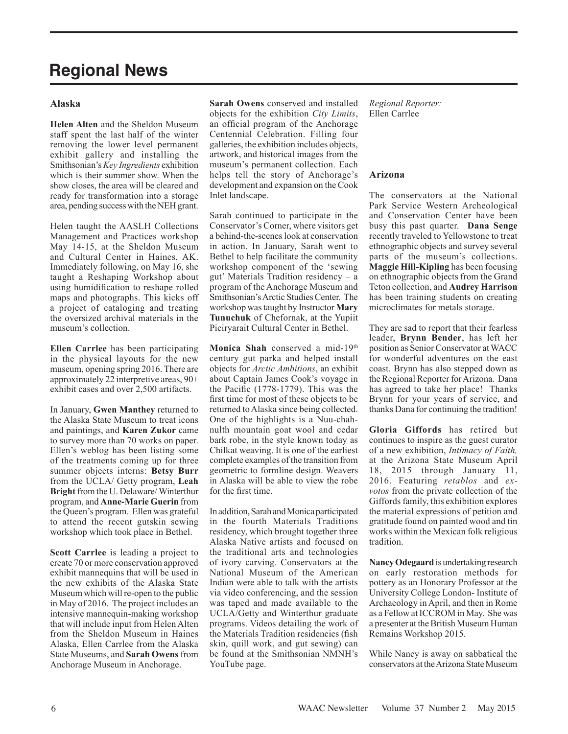# Regional News

## Alaska

**Helen Alten** and the Sheldon Museum staff spent the last half of the winter removing the lower level permanent exhibit gallery and installing the Smithsonian's *Key Ingredients* exhibition which is their summer show. When the show closes, the area will be cleared and ready for transformation into a storage area, pending success with the NEH grant.

Helen taught the AASLH Collections Management and Practices workshop May 14-15, at the Sheldon Museum and Cultural Center in Haines, AK. Immediately following, on May 16, she taught a Reshaping Workshop about using humidification to reshape rolled maps and photographs. This kicks off a project of cataloging and treating the oversized archival materials in the museum's collection.

**Ellen Carrlee** has been participating in the physical layouts for the new museum, opening spring 2016. There are approximately 22 interpretive areas, 90+ exhibit cases and over 2,500 artifacts.

In January, **Gwen Manthey** returned to the Alaska State Museum to treat icons and paintings, and **Karen Zukor** came to survey more than 70 works on paper. Ellen's weblog has been listing some of the treatments coming up for three summer objects interns: **Betsy Burr** from the UCLA/ Getty program, **Leah Bright** from the U. Delaware/ Winterthur program, and **Anne-Marie Guerin** from the Queen's program. Ellen was grateful to attend the recent gutskin sewing workshop which took place in Bethel.

**Scott Carrlee** is leading a project to create 70 or more conservation approved exhibit mannequins that will be used in the new exhibits of the Alaska State Museum which will re-open to the public in May of 2016. The project includes an intensive mannequin-making workshop that will include input from Helen Alten from the Sheldon Museum in Haines Alaska, Ellen Carrlee from the Alaska State Museums, and **Sarah Owens** from Anchorage Museum in Anchorage.

**Sarah Owens** conserved and installed objects for the exhibition *City Limits*, an official program of the Anchorage Centennial Celebration. Filling four galleries, the exhibition includes objects, artwork, and historical images from the museum's permanent collection. Each helps tell the story of Anchorage's development and expansion on the Cook Inlet landscape.

Sarah continued to participate in the Conservator's Corner, where visitors get a behind-the-scenes look at conservation in action. In January, Sarah went to Bethel to help facilitate the community workshop component of the 'sewing gut' Materials Tradition residency – a program of the Anchorage Museum and Smithsonian's Arctic Studies Center. The workshop was taught by Instructor **Mary Tunuchuk** of Chefornak, at the Yupiit Piciryarait Cultural Center in Bethel.

**Monica Shah** conserved a mid-19th century gut parka and helped install objects for *Arctic Ambitions*, an exhibit about Captain James Cook's voyage in the Pacific (1778-1779). This was the first time for most of these objects to be returned to Alaska since being collected. One of the highlights is a Nuu-chah-nulth mountain goat wool and cedar bark robe, in the style known today as Chilkat weaving. It is one of the earliest complete examples of the transition from geometric to formline design. Weavers in Alaska will be able to view the robe for the first time.

In addition, Sarah and Monica participated in the fourth Materials Traditions residency, which brought together three Alaska Native artists and focused on the traditional arts and technologies of ivory carving. Conservators at the National Museum of the American Indian were able to talk with the artists via video conferencing, and the session was taped and made available to the UCLA/Getty and Winterthur graduate programs. Videos detailing the work of the Materials Tradition residencies (fish skin, quill work, and gut sewing) can be found at the Smithsonian NMNH's YouTube page.

*Regional Reporter:*
Ellen Carrlee

## Arizona

The conservators at the National Park Service Western Archeological and Conservation Center have been busy this past quarter. **Dana Senge** recently traveled to Yellowstone to treat ethnographic objects and survey several parts of the museum's collections. **Maggie Hill-Kipling** has been focusing on ethnographic objects from the Grand Teton collection, and **Audrey Harrison** has been training students on creating microclimates for metals storage.

They are sad to report that their fearless leader, **Brynn Bender**, has left her position as Senior Conservator at WACC for wonderful adventures on the east coast. Brynn has also stepped down as the Regional Reporter for Arizona. Dana has agreed to take her place! Thanks Brynn for your years of service, and thanks Dana for continuing the tradition!

**Gloria Giffords** has retired but continues to inspire as the guest curator of a new exhibition, *Intimacy of Faith,* at the Arizona State Museum April 18, 2015 through January 11, 2016. Featuring *retablos* and *ex-votos* from the private collection of the Giffords family, this exhibition explores the material expressions of petition and gratitude found on painted wood and tin works within the Mexican folk religious tradition.

**Nancy Odegaard** is undertaking research on early restoration methods for pottery as an Honorary Professor at the University College London- Institute of Archaeology in April, and then in Rome as a Fellow at ICCROM in May. She was a presenter at the British Museum Human Remains Workshop 2015.

While Nancy is away on sabbatical the conservators at the Arizona State Museum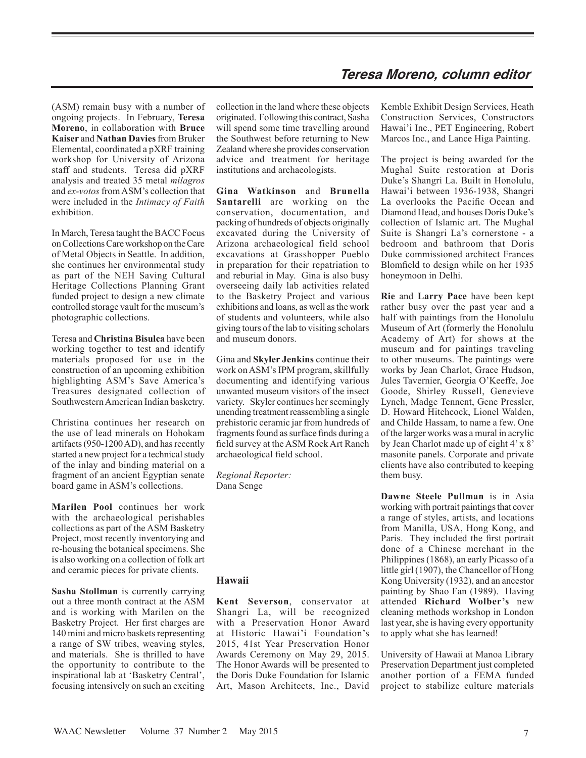(ASM) remain busy with a number of ongoing projects. In February, **Teresa Moreno**, in collaboration with **Bruce Kaiser** and **Nathan Davies** from Bruker Elemental, coordinated a pXRF training workshop for University of Arizona staff and students. Teresa did pXRF analysis and treated 35 metal *milagros* and *ex-votos* from ASM's collection that were included in the *Intimacy of Faith* exhibition.

In March, Teresa taught the BACC Focus on Collections Care workshop on the Care of Metal Objects in Seattle. In addition, she continues her environmental study as part of the NEH Saving Cultural Heritage Collections Planning Grant funded project to design a new climate controlled storage vault for the museum's photographic collections.

Teresa and **Christina Bisulca** have been working together to test and identify materials proposed for use in the construction of an upcoming exhibition highlighting ASM's Save America's Treasures designated collection of Southwestern American Indian basketry.

Christina continues her research on the use of lead minerals on Hohokam artifacts (950-1200 AD), and has recently started a new project for a technical study of the inlay and binding material on a fragment of an ancient Egyptian senate board game in ASM's collections.

**Marilen Pool** continues her work with the archaeological perishables collections as part of the ASM Basketry Project, most recently inventorying and re-housing the botanical specimens. She is also working on a collection of folk art and ceramic pieces for private clients.

**Sasha Stollman** is currently carrying out a three month contract at the ASM and is working with Marilen on the Basketry Project. Her first charges are 140 mini and micro baskets representing a range of SW tribes, weaving styles, and materials. She is thrilled to have the opportunity to contribute to the inspirational lab at 'Basketry Central', focusing intensively on such an exciting collection in the land where these objects originated. Following this contract, Sasha will spend some time travelling around the Southwest before returning to New Zealand where she provides conservation advice and treatment for heritage institutions and archaeologists.

**Gina Watkinson** and **Brunella Santarelli** are working on the conservation, documentation, and packing of hundreds of objects originally excavated during the University of Arizona archaeological field school excavations at Grasshopper Pueblo in preparation for their repatriation to and reburial in May. Gina is also busy overseeing daily lab activities related to the Basketry Project and various exhibitions and loans, as well as the work of students and volunteers, while also giving tours of the lab to visiting scholars and museum donors.

Gina and **Skyler Jenkins** continue their work on ASM's IPM program, skillfully documenting and identifying various unwanted museum visitors of the insect variety. Skyler continues her seemingly unending treatment reassembling a single prehistoric ceramic jar from hundreds of fragments found as surface finds during a field survey at the ASM Rock Art Ranch archaeological field school.

*Regional Reporter:*
Dana Senge

## Hawaii

**Kent Severson**, conservator at Shangri La, will be recognized with a Preservation Honor Award at Historic Hawai'i Foundation's 2015, 41st Year Preservation Honor Awards Ceremony on May 29, 2015. The Honor Awards will be presented to the Doris Duke Foundation for Islamic Art, Mason Architects, Inc., David Kemble Exhibit Design Services, Heath Construction Services, Constructors Hawai'i Inc., PET Engineering, Robert Marcos Inc., and Lance Higa Painting.

The project is being awarded for the Mughal Suite restoration at Doris Duke's Shangri La. Built in Honolulu, Hawai'i between 1936-1938, Shangri La overlooks the Pacific Ocean and Diamond Head, and houses Doris Duke's collection of Islamic art. The Mughal Suite is Shangri La's cornerstone - a bedroom and bathroom that Doris Duke commissioned architect Frances Blomfield to design while on her 1935 honeymoon in Delhi.

**Rie** and **Larry Pace** have been kept rather busy over the past year and a half with paintings from the Honolulu Museum of Art (formerly the Honolulu Academy of Art) for shows at the museum and for paintings traveling to other museums. The paintings were works by Jean Charlot, Grace Hudson, Jules Tavernier, Georgia O'Keeffe, Joe Goode, Shirley Russell, Genevieve Lynch, Madge Tennent, Gene Pressler, D. Howard Hitchcock, Lionel Walden, and Childe Hassam, to name a few. One of the larger works was a mural in acrylic by Jean Charlot made up of eight 4' x 8' masonite panels. Corporate and private clients have also contributed to keeping them busy.

**Dawne Steele Pullman** is in Asia working with portrait paintings that cover a range of styles, artists, and locations from Manilla, USA, Hong Kong, and Paris. They included the first portrait done of a Chinese merchant in the Philippines (1868), an early Picasso of a little girl (1907), the Chancellor of Hong Kong University (1932), and an ancestor painting by Shao Fan (1989). Having attended **Richard Wolber's** new cleaning methods workshop in London last year, she is having every opportunity to apply what she has learned!

University of Hawaii at Manoa Library Preservation Department just completed another portion of a FEMA funded project to stabilize culture materials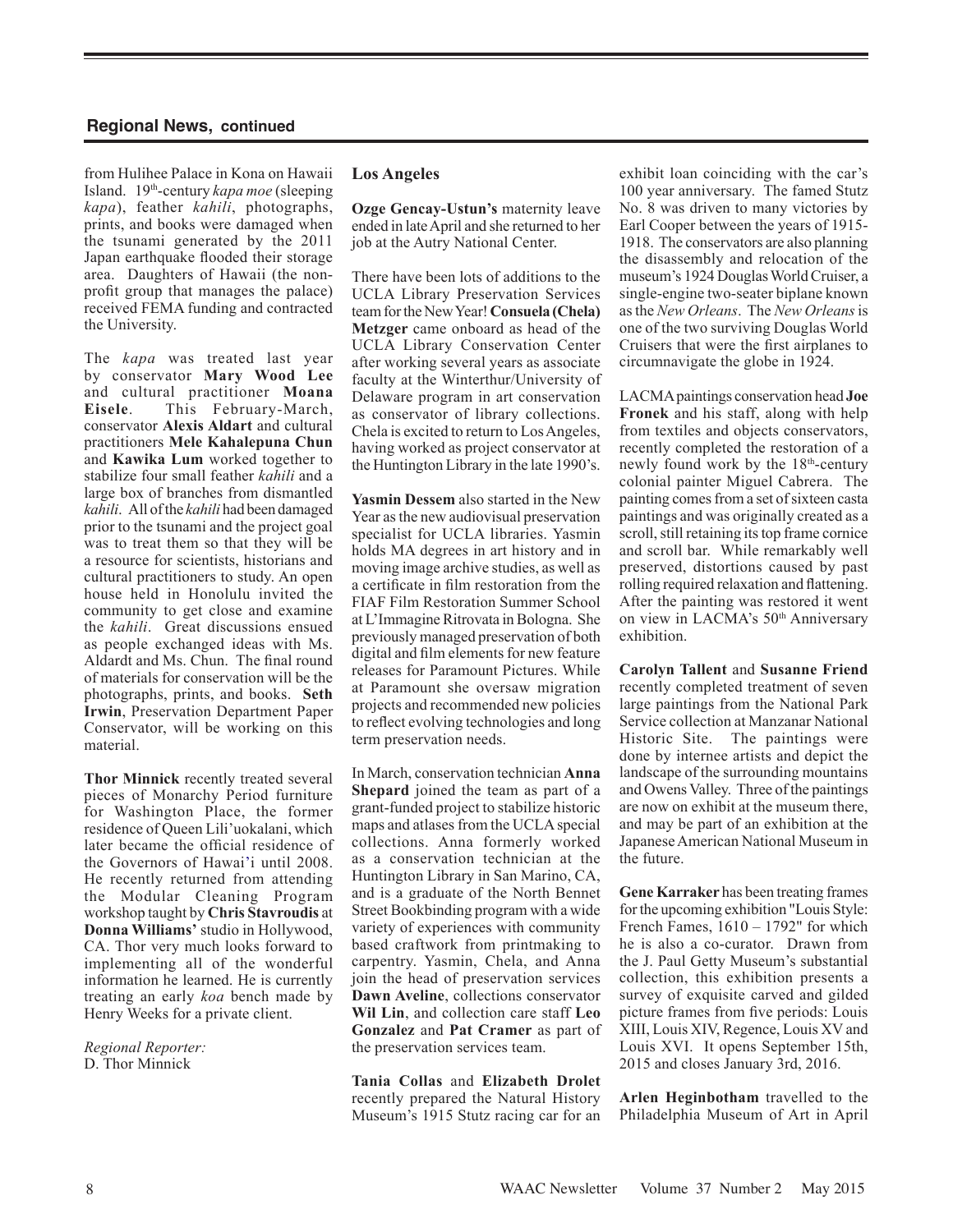## Regional News, continued

from Hulihee Palace in Kona on Hawaii Island. 19th-century *kapa moe* (sleeping *kapa*), feather *kahili*, photographs, prints, and books were damaged when the tsunami generated by the 2011 Japan earthquake flooded their storage area. Daughters of Hawaii (the non-profit group that manages the palace) received FEMA funding and contracted the University.

The *kapa* was treated last year by conservator **Mary Wood Lee** and cultural practitioner **Moana Eisele**. This February-March, conservator **Alexis Aldart** and cultural practitioners **Mele Kahalepuna Chun** and **Kawika Lum** worked together to stabilize four small feather *kahili* and a large box of branches from dismantled *kahili*. All of the *kahili* had been damaged prior to the tsunami and the project goal was to treat them so that they will be a resource for scientists, historians and cultural practitioners to study. An open house held in Honolulu invited the community to get close and examine the *kahili*. Great discussions ensued as people exchanged ideas with Ms. Aldardt and Ms. Chun. The final round of materials for conservation will be the photographs, prints, and books. **Seth Irwin**, Preservation Department Paper Conservator, will be working on this material.

**Thor Minnick** recently treated several pieces of Monarchy Period furniture for Washington Place, the former residence of Queen Lili'uokalani, which later became the official residence of the Governors of Hawai'i until 2008. He recently returned from attending the Modular Cleaning Program workshop taught by **Chris Stavroudis** at **Donna Williams'** studio in Hollywood, CA. Thor very much looks forward to implementing all of the wonderful information he learned. He is currently treating an early *koa* bench made by Henry Weeks for a private client.

*Regional Reporter:*
D. Thor Minnick

### Los Angeles

**Ozge Gencay-Ustun's** maternity leave ended in late April and she returned to her job at the Autry National Center.

There have been lots of additions to the UCLA Library Preservation Services team for the New Year! **Consuela (Chela) Metzger** came onboard as head of the UCLA Library Conservation Center after working several years as associate faculty at the Winterthur/University of Delaware program in art conservation as conservator of library collections. Chela is excited to return to Los Angeles, having worked as project conservator at the Huntington Library in the late 1990's.

**Yasmin Dessem** also started in the New Year as the new audiovisual preservation specialist for UCLA libraries. Yasmin holds MA degrees in art history and in moving image archive studies, as well as a certificate in film restoration from the FIAF Film Restoration Summer School at L'Immagine Ritrovata in Bologna. She previously managed preservation of both digital and film elements for new feature releases for Paramount Pictures. While at Paramount she oversaw migration projects and recommended new policies to reflect evolving technologies and long term preservation needs.

In March, conservation technician **Anna Shepard** joined the team as part of a grant-funded project to stabilize historic maps and atlases from the UCLA special collections. Anna formerly worked as a conservation technician at the Huntington Library in San Marino, CA, and is a graduate of the North Bennet Street Bookbinding program with a wide variety of experiences with community based craftwork from printmaking to carpentry. Yasmin, Chela, and Anna join the head of preservation services **Dawn Aveline**, collections conservator **Wil Lin**, and collection care staff **Leo Gonzalez** and **Pat Cramer** as part of the preservation services team.

**Tania Collas** and **Elizabeth Drolet** recently prepared the Natural History Museum's 1915 Stutz racing car for an exhibit loan coinciding with the car's 100 year anniversary. The famed Stutz No. 8 was driven to many victories by Earl Cooper between the years of 1915-1918. The conservators are also planning the disassembly and relocation of the museum's 1924 Douglas World Cruiser, a single-engine two-seater biplane known as the *New Orleans*. The *New Orleans* is one of the two surviving Douglas World Cruisers that were the first airplanes to circumnavigate the globe in 1924.

LACMA paintings conservation head **Joe Fronek** and his staff, along with help from textiles and objects conservators, recently completed the restoration of a newly found work by the 18th-century colonial painter Miguel Cabrera. The painting comes from a set of sixteen casta paintings and was originally created as a scroll, still retaining its top frame cornice and scroll bar. While remarkably well preserved, distortions caused by past rolling required relaxation and flattening. After the painting was restored it went on view in LACMA's 50th Anniversary exhibition.

**Carolyn Tallent** and **Susanne Friend** recently completed treatment of seven large paintings from the National Park Service collection at Manzanar National Historic Site. The paintings were done by internee artists and depict the landscape of the surrounding mountains and Owens Valley. Three of the paintings are now on exhibit at the museum there, and may be part of an exhibition at the Japanese American National Museum in the future.

**Gene Karraker** has been treating frames for the upcoming exhibition "Louis Style: French Fames, 1610 – 1792" for which he is also a co-curator. Drawn from the J. Paul Getty Museum's substantial collection, this exhibition presents a survey of exquisite carved and gilded picture frames from five periods: Louis XIII, Louis XIV, Regence, Louis XV and Louis XVI. It opens September 15th, 2015 and closes January 3rd, 2016.

**Arlen Heginbotham** travelled to the Philadelphia Museum of Art in April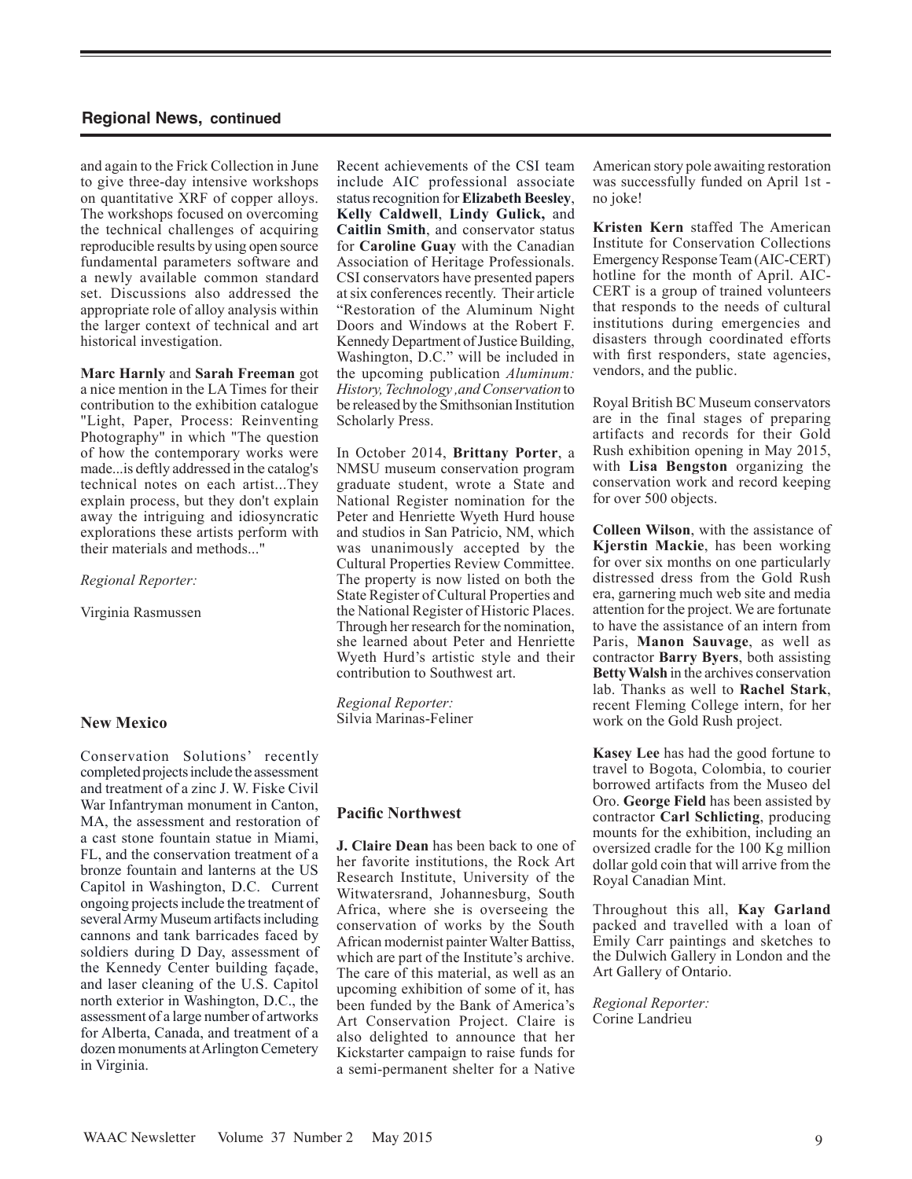## Regional News, continued

and again to the Frick Collection in June to give three-day intensive workshops on quantitative XRF of copper alloys. The workshops focused on overcoming the technical challenges of acquiring reproducible results by using open source fundamental parameters software and a newly available common standard set. Discussions also addressed the appropriate role of alloy analysis within the larger context of technical and art historical investigation.

**Marc Harnly** and **Sarah Freeman** got a nice mention in the LA Times for their contribution to the exhibition catalogue "Light, Paper, Process: Reinventing Photography" in which "The question of how the contemporary works were made...is deftly addressed in the catalog's technical notes on each artist...They explain process, but they don't explain away the intriguing and idiosyncratic explorations these artists perform with their materials and methods..."

*Regional Reporter:*

Virginia Rasmussen

### New Mexico

Conservation Solutions' recently completed projects include the assessment and treatment of a zinc J. W. Fiske Civil War Infantryman monument in Canton, MA, the assessment and restoration of a cast stone fountain statue in Miami, FL, and the conservation treatment of a bronze fountain and lanterns at the US Capitol in Washington, D.C. Current ongoing projects include the treatment of several Army Museum artifacts including cannons and tank barricades faced by soldiers during D Day, assessment of the Kennedy Center building façade, and laser cleaning of the U.S. Capitol north exterior in Washington, D.C., the assessment of a large number of artworks for Alberta, Canada, and treatment of a dozen monuments at Arlington Cemetery in Virginia.

Recent achievements of the CSI team include AIC professional associate status recognition for **Elizabeth Beesley**, **Kelly Caldwell**, **Lindy Gulick,** and **Caitlin Smith**, and conservator status for **Caroline Guay** with the Canadian Association of Heritage Professionals. CSI conservators have presented papers at six conferences recently. Their article "Restoration of the Aluminum Night Doors and Windows at the Robert F. Kennedy Department of Justice Building, Washington, D.C." will be included in the upcoming publication *Aluminum: History, Technology ,and Conservation* to be released by the Smithsonian Institution Scholarly Press.

In October 2014, **Brittany Porter**, a NMSU museum conservation program graduate student, wrote a State and National Register nomination for the Peter and Henriette Wyeth Hurd house and studios in San Patricio, NM, which was unanimously accepted by the Cultural Properties Review Committee. The property is now listed on both the State Register of Cultural Properties and the National Register of Historic Places. Through her research for the nomination, she learned about Peter and Henriette Wyeth Hurd's artistic style and their contribution to Southwest art.

*Regional Reporter:*
Silvia Marinas-Feliner

### Pacific Northwest

**J. Claire Dean** has been back to one of her favorite institutions, the Rock Art Research Institute, University of the Witwatersrand, Johannesburg, South Africa, where she is overseeing the conservation of works by the South African modernist painter Walter Battiss, which are part of the Institute's archive. The care of this material, as well as an upcoming exhibition of some of it, has been funded by the Bank of America's Art Conservation Project. Claire is also delighted to announce that her Kickstarter campaign to raise funds for a semi-permanent shelter for a Native American story pole awaiting restoration was successfully funded on April 1st - no joke!

**Kristen Kern** staffed The American Institute for Conservation Collections Emergency Response Team (AIC-CERT) hotline for the month of April. AIC-CERT is a group of trained volunteers that responds to the needs of cultural institutions during emergencies and disasters through coordinated efforts with first responders, state agencies, vendors, and the public.

Royal British BC Museum conservators are in the final stages of preparing artifacts and records for their Gold Rush exhibition opening in May 2015, with **Lisa Bengston** organizing the conservation work and record keeping for over 500 objects.

**Colleen Wilson**, with the assistance of **Kjerstin Mackie**, has been working for over six months on one particularly distressed dress from the Gold Rush era, garnering much web site and media attention for the project. We are fortunate to have the assistance of an intern from Paris, **Manon Sauvage**, as well as contractor **Barry Byers**, both assisting **Betty Walsh** in the archives conservation lab. Thanks as well to **Rachel Stark**, recent Fleming College intern, for her work on the Gold Rush project.

**Kasey Lee** has had the good fortune to travel to Bogota, Colombia, to courier borrowed artifacts from the Museo del Oro. **George Field** has been assisted by contractor **Carl Schlicting**, producing mounts for the exhibition, including an oversized cradle for the 100 Kg million dollar gold coin that will arrive from the Royal Canadian Mint.

Throughout this all, **Kay Garland** packed and travelled with a loan of Emily Carr paintings and sketches to the Dulwich Gallery in London and the Art Gallery of Ontario.

*Regional Reporter:*
Corine Landrieu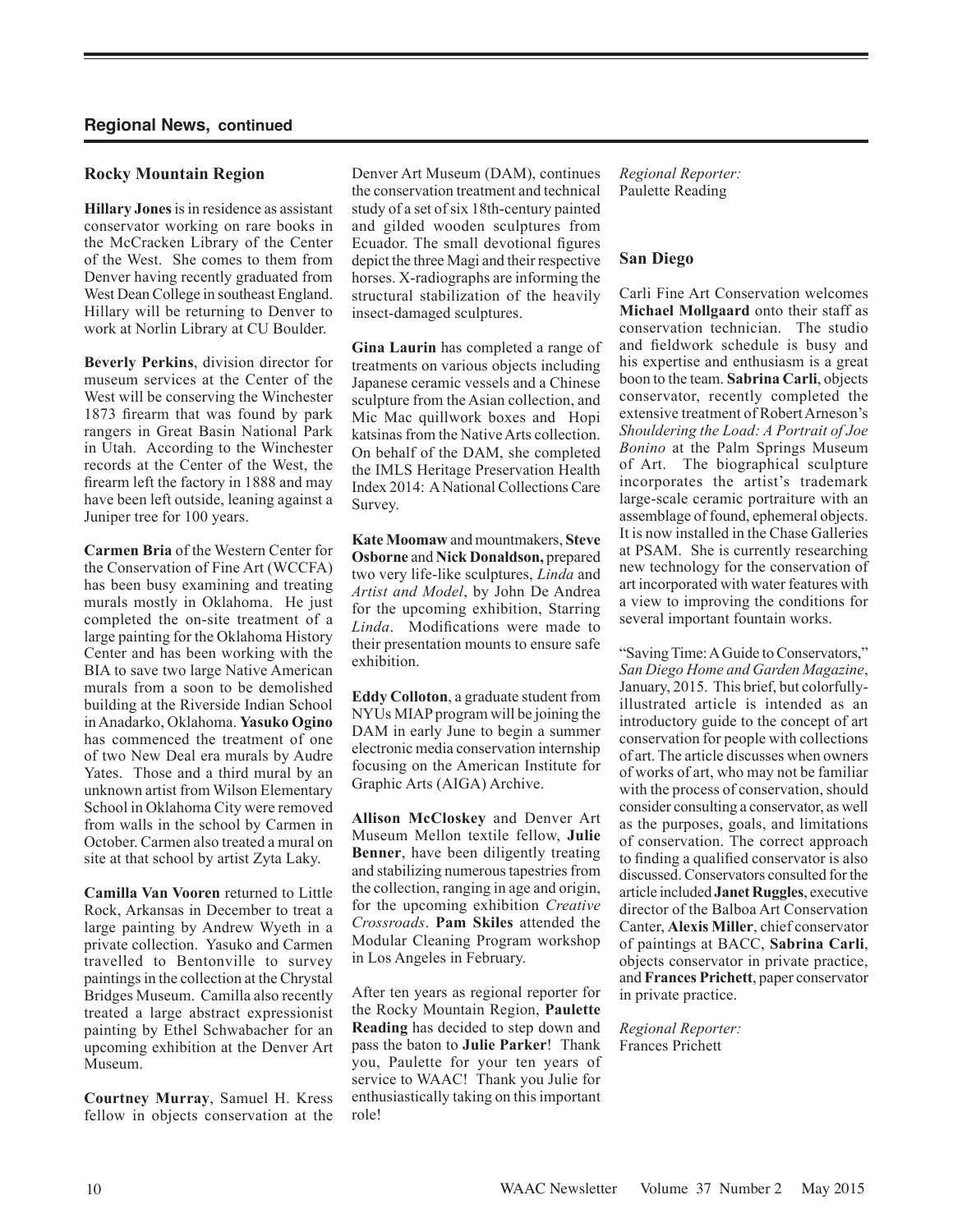## Regional News, continued

### Rocky Mountain Region

**Hillary Jones** is in residence as assistant conservator working on rare books in the McCracken Library of the Center of the West. She comes to them from Denver having recently graduated from West Dean College in southeast England. Hillary will be returning to Denver to work at Norlin Library at CU Boulder.

**Beverly Perkins**, division director for museum services at the Center of the West will be conserving the Winchester 1873 firearm that was found by park rangers in Great Basin National Park in Utah. According to the Winchester records at the Center of the West, the firearm left the factory in 1888 and may have been left outside, leaning against a Juniper tree for 100 years.

**Carmen Bria** of the Western Center for the Conservation of Fine Art (WCCFA) has been busy examining and treating murals mostly in Oklahoma. He just completed the on-site treatment of a large painting for the Oklahoma History Center and has been working with the BIA to save two large Native American murals from a soon to be demolished building at the Riverside Indian School in Anadarko, Oklahoma. **Yasuko Ogino** has commenced the treatment of one of two New Deal era murals by Audre Yates. Those and a third mural by an unknown artist from Wilson Elementary School in Oklahoma City were removed from walls in the school by Carmen in October. Carmen also treated a mural on site at that school by artist Zyta Laky.

**Camilla Van Vooren** returned to Little Rock, Arkansas in December to treat a large painting by Andrew Wyeth in a private collection. Yasuko and Carmen travelled to Bentonville to survey paintings in the collection at the Chrystal Bridges Museum. Camilla also recently treated a large abstract expressionist painting by Ethel Schwabacher for an upcoming exhibition at the Denver Art Museum.

**Courtney Murray**, Samuel H. Kress fellow in objects conservation at the Denver Art Museum (DAM), continues the conservation treatment and technical study of a set of six 18th-century painted and gilded wooden sculptures from Ecuador. The small devotional figures depict the three Magi and their respective horses. X-radiographs are informing the structural stabilization of the heavily insect-damaged sculptures.

**Gina Laurin** has completed a range of treatments on various objects including Japanese ceramic vessels and a Chinese sculpture from the Asian collection, and Mic Mac quillwork boxes and Hopi katsinas from the Native Arts collection. On behalf of the DAM, she completed the IMLS Heritage Preservation Health Index 2014: A National Collections Care Survey.

**Kate Moomaw** and mountmakers, **Steve Osborne** and **Nick Donaldson,** prepared two very life-like sculptures, *Linda* and *Artist and Model*, by John De Andrea for the upcoming exhibition, Starring *Linda*. Modifications were made to their presentation mounts to ensure safe exhibition.

**Eddy Colloton**, a graduate student from NYUs MIAP program will be joining the DAM in early June to begin a summer electronic media conservation internship focusing on the American Institute for Graphic Arts (AIGA) Archive.

**Allison McCloskey** and Denver Art Museum Mellon textile fellow, **Julie Benner**, have been diligently treating and stabilizing numerous tapestries from the collection, ranging in age and origin, for the upcoming exhibition *Creative Crossroads*. **Pam Skiles** attended the Modular Cleaning Program workshop in Los Angeles in February.

After ten years as regional reporter for the Rocky Mountain Region, **Paulette Reading** has decided to step down and pass the baton to **Julie Parker**! Thank you, Paulette for your ten years of service to WAAC! Thank you Julie for enthusiastically taking on this important role!

*Regional Reporter:*
Paulette Reading

### San Diego

Carli Fine Art Conservation welcomes **Michael Mollgaard** onto their staff as conservation technician. The studio and fieldwork schedule is busy and his expertise and enthusiasm is a great boon to the team. **Sabrina Carli**, objects conservator, recently completed the extensive treatment of Robert Arneson's *Shouldering the Load: A Portrait of Joe Bonino* at the Palm Springs Museum of Art. The biographical sculpture incorporates the artist's trademark large-scale ceramic portraiture with an assemblage of found, ephemeral objects. It is now installed in the Chase Galleries at PSAM. She is currently researching new technology for the conservation of art incorporated with water features with a view to improving the conditions for several important fountain works.

"Saving Time: A Guide to Conservators," *San Diego Home and Garden Magazine*, January, 2015. This brief, but colorfully-illustrated article is intended as an introductory guide to the concept of art conservation for people with collections of art. The article discusses when owners of works of art, who may not be familiar with the process of conservation, should consider consulting a conservator, as well as the purposes, goals, and limitations of conservation. The correct approach to finding a qualified conservator is also discussed. Conservators consulted for the article included **Janet Ruggles**, executive director of the Balboa Art Conservation Canter, **Alexis Miller**, chief conservator of paintings at BACC, **Sabrina Carli**, objects conservator in private practice, and **Frances Prichett**, paper conservator in private practice.

*Regional Reporter:*
Frances Prichett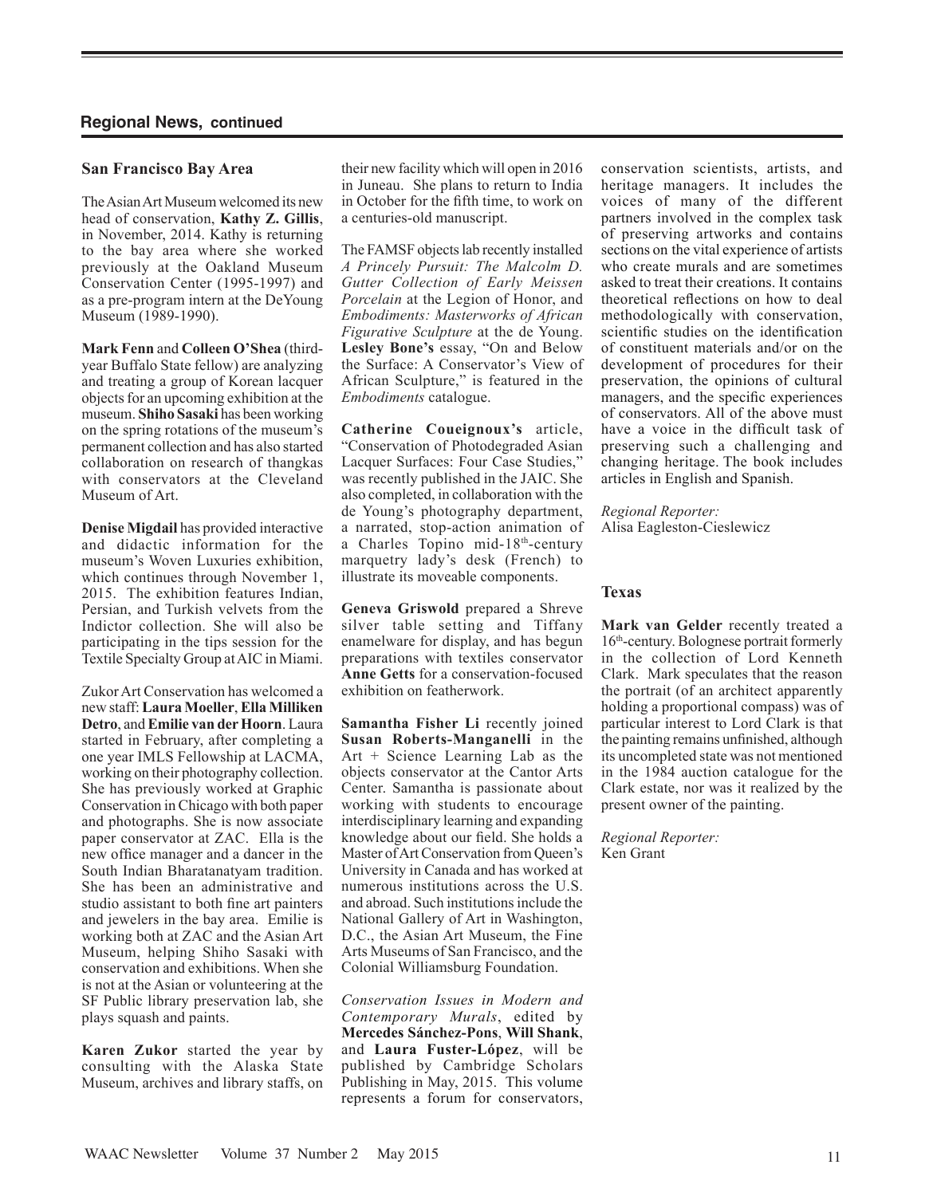## Regional News, continued

### San Francisco Bay Area

The Asian Art Museum welcomed its new head of conservation, **Kathy Z. Gillis**, in November, 2014. Kathy is returning to the bay area where she worked previously at the Oakland Museum Conservation Center (1995-1997) and as a pre-program intern at the DeYoung Museum (1989-1990).

**Mark Fenn** and **Colleen O'Shea** (third-year Buffalo State fellow) are analyzing and treating a group of Korean lacquer objects for an upcoming exhibition at the museum. **Shiho Sasaki** has been working on the spring rotations of the museum's permanent collection and has also started collaboration on research of thangkas with conservators at the Cleveland Museum of Art.

**Denise Migdail** has provided interactive and didactic information for the museum's Woven Luxuries exhibition, which continues through November 1, 2015. The exhibition features Indian, Persian, and Turkish velvets from the Indictor collection. She will also be participating in the tips session for the Textile Specialty Group at AIC in Miami.

Zukor Art Conservation has welcomed a new staff: **Laura Moeller**, **Ella Milliken Detro**, and **Emilie van der Hoorn**. Laura started in February, after completing a one year IMLS Fellowship at LACMA, working on their photography collection. She has previously worked at Graphic Conservation in Chicago with both paper and photographs. She is now associate paper conservator at ZAC. Ella is the new office manager and a dancer in the South Indian Bharatanatyam tradition. She has been an administrative and studio assistant to both fine art painters and jewelers in the bay area. Emilie is working both at ZAC and the Asian Art Museum, helping Shiho Sasaki with conservation and exhibitions. When she is not at the Asian or volunteering at the SF Public library preservation lab, she plays squash and paints.

**Karen Zukor** started the year by consulting with the Alaska State Museum, archives and library staffs, on their new facility which will open in 2016 in Juneau. She plans to return to India in October for the fifth time, to work on a centuries-old manuscript.

The FAMSF objects lab recently installed *A Princely Pursuit: The Malcolm D. Gutter Collection of Early Meissen Porcelain* at the Legion of Honor, and *Embodiments: Masterworks of African Figurative Sculpture* at the de Young. **Lesley Bone's** essay, "On and Below the Surface: A Conservator's View of African Sculpture," is featured in the *Embodiments* catalogue.

**Catherine Coueignoux's** article, "Conservation of Photodegraded Asian Lacquer Surfaces: Four Case Studies," was recently published in the JAIC. She also completed, in collaboration with the de Young's photography department, a narrated, stop-action animation of a Charles Topino mid-18th-century marquetry lady's desk (French) to illustrate its moveable components.

**Geneva Griswold** prepared a Shreve silver table setting and Tiffany enamelware for display, and has begun preparations with textiles conservator **Anne Getts** for a conservation-focused exhibition on featherwork.

**Samantha Fisher Li** recently joined **Susan Roberts-Manganelli** in the Art + Science Learning Lab as the objects conservator at the Cantor Arts Center. Samantha is passionate about working with students to encourage interdisciplinary learning and expanding knowledge about our field. She holds a Master of Art Conservation from Queen's University in Canada and has worked at numerous institutions across the U.S. and abroad. Such institutions include the National Gallery of Art in Washington, D.C., the Asian Art Museum, the Fine Arts Museums of San Francisco, and the Colonial Williamsburg Foundation.

*Conservation Issues in Modern and Contemporary Murals*, edited by **Mercedes Sánchez-Pons**, **Will Shank**, and **Laura Fuster-López**, will be published by Cambridge Scholars Publishing in May, 2015. This volume represents a forum for conservators, conservation scientists, artists, and heritage managers. It includes the voices of many of the different partners involved in the complex task of preserving artworks and contains sections on the vital experience of artists who create murals and are sometimes asked to treat their creations. It contains theoretical reflections on how to deal methodologically with conservation, scientific studies on the identification of constituent materials and/or on the development of procedures for their preservation, the opinions of cultural managers, and the specific experiences of conservators. All of the above must have a voice in the difficult task of preserving such a challenging and changing heritage. The book includes articles in English and Spanish.

*Regional Reporter:*
Alisa Eagleston-Cieslewicz

### Texas

**Mark van Gelder** recently treated a 16th-century. Bolognese portrait formerly in the collection of Lord Kenneth Clark. Mark speculates that the reason the portrait (of an architect apparently holding a proportional compass) was of particular interest to Lord Clark is that the painting remains unfinished, although its uncompleted state was not mentioned in the 1984 auction catalogue for the Clark estate, nor was it realized by the present owner of the painting.

*Regional Reporter:*
Ken Grant